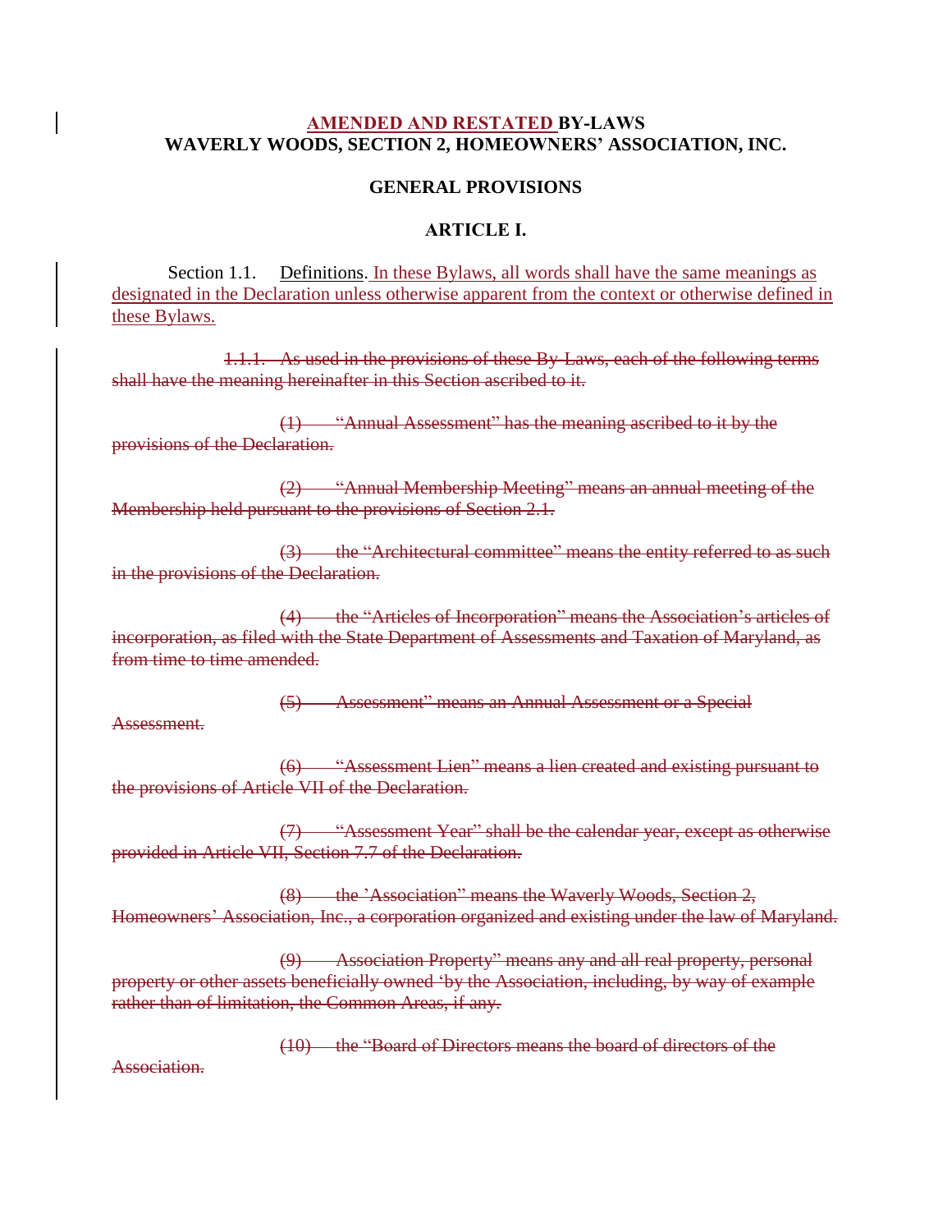**AMENDED AND RESTATED BY-LAWS**
**WAVERLY WOODS, SECTION 2, HOMEOWNERS' ASSOCIATION, INC.**

## GENERAL PROVISIONS

## ARTICLE I.

Section 1.1. Definitions. In these Bylaws, all words shall have the same meanings as designated in the Declaration unless otherwise apparent from the context or otherwise defined in these Bylaws.

~~1.1.1. As used in the provisions of these By-Laws, each of the following terms shall have the meaning hereinafter in this Section ascribed to it.~~

~~(1) "Annual Assessment" has the meaning ascribed to it by the provisions of the Declaration.~~

~~(2) "Annual Membership Meeting" means an annual meeting of the Membership held pursuant to the provisions of Section 2.1.~~

~~(3) the "Architectural committee" means the entity referred to as such in the provisions of the Declaration.~~

~~(4) the "Articles of Incorporation" means the Association's articles of incorporation, as filed with the State Department of Assessments and Taxation of Maryland, as from time to time amended.~~

~~(5) Assessment" means an Annual Assessment or a Special Assessment.~~

~~(6) "Assessment Lien" means a lien created and existing pursuant to the provisions of Article VII of the Declaration.~~

~~(7) "Assessment Year" shall be the calendar year, except as otherwise provided in Article VII, Section 7.7 of the Declaration.~~

~~(8) the 'Association" means the Waverly Woods, Section 2, Homeowners' Association, Inc., a corporation organized and existing under the law of Maryland.~~

~~(9) Association Property" means any and all real property, personal property or other assets beneficially owned 'by the Association, including, by way of example rather than of limitation, the Common Areas, if any.~~

~~(10) the "Board of Directors means the board of directors of the Association.~~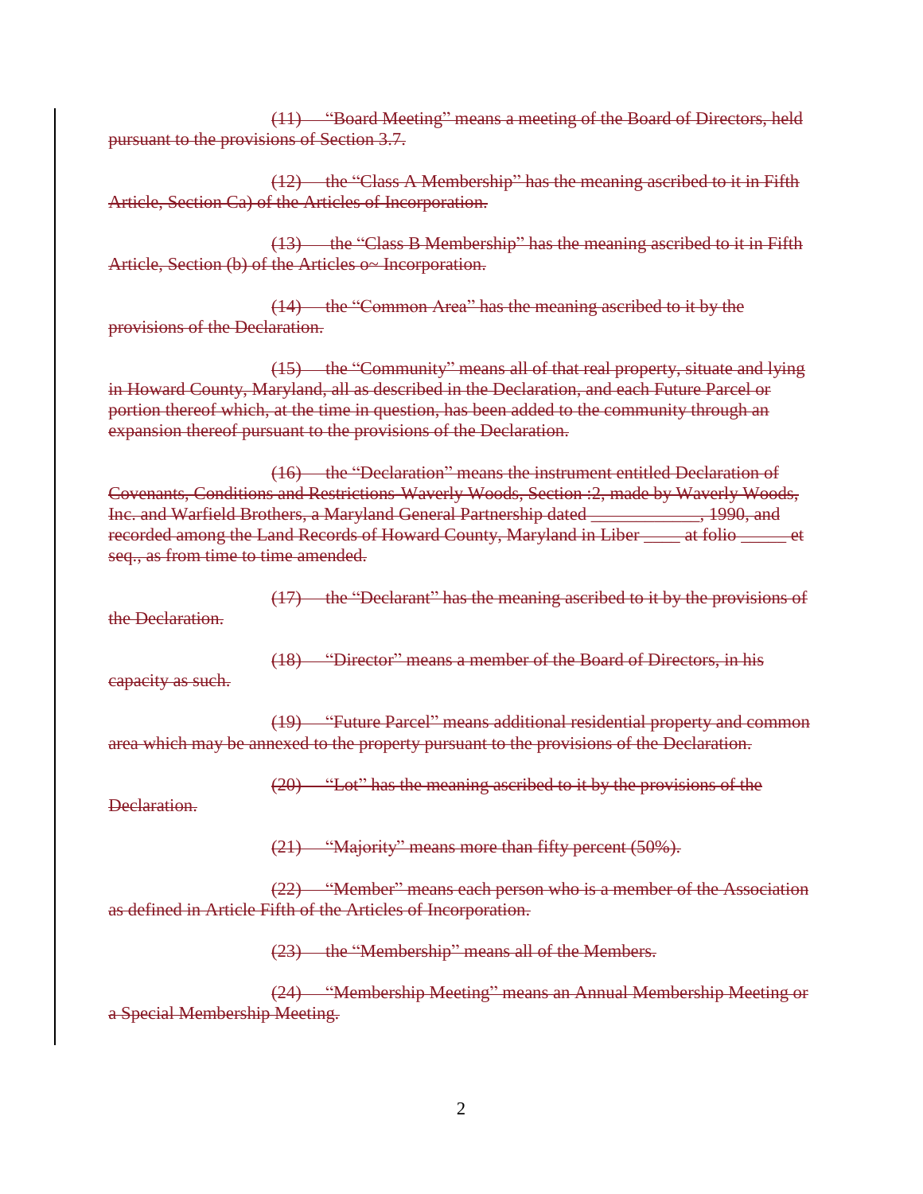~~(11) "Board Meeting" means a meeting of the Board of Directors, held pursuant to the provisions of Section 3.7.~~

~~(12) the "Class A Membership" has the meaning ascribed to it in Fifth Article, Section Ca) of the Articles of Incorporation.~~

~~(13) the "Class B Membership" has the meaning ascribed to it in Fifth Article, Section (b) of the Articles o~ Incorporation.~~

~~(14) the "Common Area" has the meaning ascribed to it by the provisions of the Declaration.~~

~~(15) the "Community" means all of that real property, situate and lying in Howard County, Maryland, all as described in the Declaration, and each Future Parcel or portion thereof which, at the time in question, has been added to the community through an expansion thereof pursuant to the provisions of the Declaration.~~

~~(16) the "Declaration" means the instrument entitled Declaration of Covenants, Conditions and Restrictions-Waverly Woods, Section :2, made by Waverly Woods, Inc. and Warfield Brothers, a Maryland General Partnership dated ____________, 1990, and recorded among the Land Records of Howard County, Maryland in Liber ____ at folio _____ et seq., as from time to time amended.~~

~~(17) the "Declarant" has the meaning ascribed to it by the provisions of the Declaration.~~

~~(18) "Director" means a member of the Board of Directors, in his capacity as such.~~

~~(19) "Future Parcel" means additional residential property and common area which may be annexed to the property pursuant to the provisions of the Declaration.~~

~~(20) "Lot" has the meaning ascribed to it by the provisions of the Declaration.~~

~~(21) "Majority" means more than fifty percent (50%).~~

~~(22) "Member" means each person who is a member of the Association as defined in Article Fifth of the Articles of Incorporation.~~

~~(23) the "Membership" means all of the Members.~~

~~(24) "Membership Meeting" means an Annual Membership Meeting or a Special Membership Meeting.~~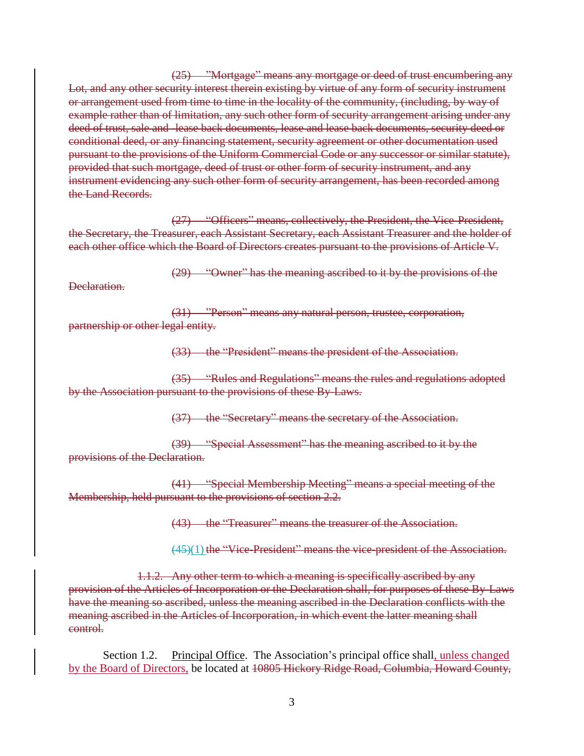~~(25) "Mortgage" means any mortgage or deed of trust encumbering any Lot, and any other security interest therein existing by virtue of any form of security instrument or arrangement used from time to time in the locality of the community, (including, by way of example rather than of limitation, any such other form of security arrangement arising under any deed of trust, sale and lease back documents, lease and lease back documents, security deed or conditional deed, or any financing statement, security agreement or other documentation used pursuant to the provisions of the Uniform Commercial Code or any successor or similar statute), provided that such mortgage, deed of trust or other form of security instrument, and any instrument evidencing any such other form of security arrangement, has been recorded among the Land Records.~~

~~(27) "Officers" means, collectively, the President, the Vice-President, the Secretary, the Treasurer, each Assistant Secretary, each Assistant Treasurer and the holder of each other office which the Board of Directors creates pursuant to the provisions of Article V.~~

~~(29) "Owner" has the meaning ascribed to it by the provisions of the Declaration.~~

~~(31) "Person" means any natural person, trustee, corporation, partnership or other legal entity.~~

~~(33) the "President" means the president of the Association.~~

~~(35) "Rules and Regulations" means the rules and regulations adopted by the Association pursuant to the provisions of these By-Laws.~~

~~(37) the "Secretary" means the secretary of the Association.~~

~~(39) "Special Assessment" has the meaning ascribed to it by the provisions of the Declaration.~~

~~(41) "Special Membership Meeting" means a special meeting of the Membership, held pursuant to the provisions of section 2.2.~~

~~(43) the "Treasurer" means the treasurer of the Association.~~

~~(45)~~(1) ~~the "Vice-President" means the vice-president of the Association.~~

~~1.1.2. Any other term to which a meaning is specifically ascribed by any provision of the Articles of Incorporation or the Declaration shall, for purposes of these By-Laws have the meaning so ascribed, unless the meaning ascribed in the Declaration conflicts with the meaning ascribed in the Articles of Incorporation, in which event the latter meaning shall control.~~

Section 1.2. Principal Office. The Association's principal office shall, unless changed by the Board of Directors, be located at ~~10805 Hickory Ridge Road, Columbia, Howard County,~~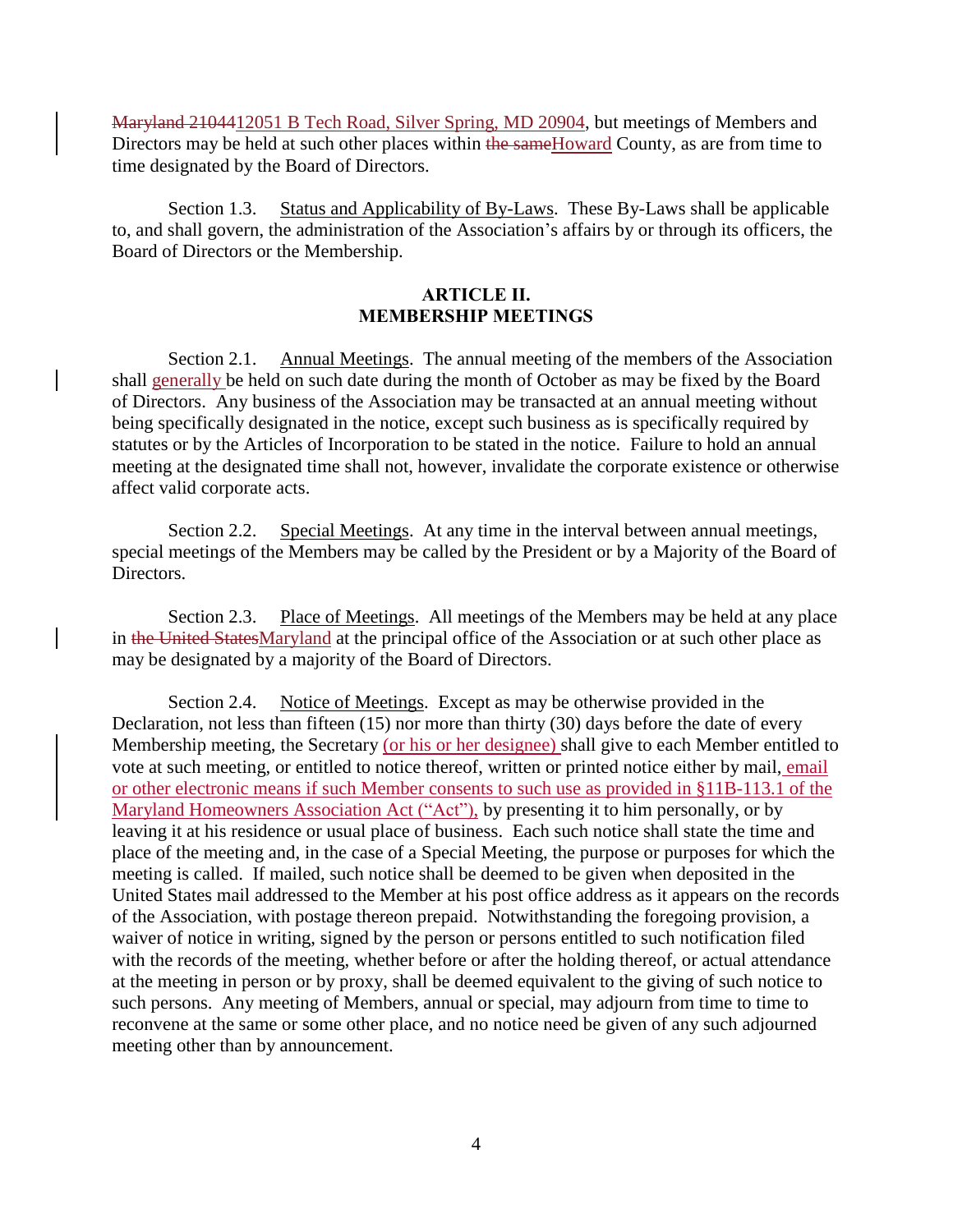~~Maryland 21044~~12051 B Tech Road, Silver Spring, MD 20904, but meetings of Members and Directors may be held at such other places within ~~the same~~Howard County, as are from time to time designated by the Board of Directors.

Section 1.3. Status and Applicability of By-Laws. These By-Laws shall be applicable to, and shall govern, the administration of the Association's affairs by or through its officers, the Board of Directors or the Membership.

## ARTICLE II.
## MEMBERSHIP MEETINGS

Section 2.1. Annual Meetings. The annual meeting of the members of the Association shall generally be held on such date during the month of October as may be fixed by the Board of Directors. Any business of the Association may be transacted at an annual meeting without being specifically designated in the notice, except such business as is specifically required by statutes or by the Articles of Incorporation to be stated in the notice. Failure to hold an annual meeting at the designated time shall not, however, invalidate the corporate existence or otherwise affect valid corporate acts.

Section 2.2. Special Meetings. At any time in the interval between annual meetings, special meetings of the Members may be called by the President or by a Majority of the Board of Directors.

Section 2.3. Place of Meetings. All meetings of the Members may be held at any place in ~~the United States~~Maryland at the principal office of the Association or at such other place as may be designated by a majority of the Board of Directors.

Section 2.4. Notice of Meetings. Except as may be otherwise provided in the Declaration, not less than fifteen (15) nor more than thirty (30) days before the date of every Membership meeting, the Secretary (or his or her designee) shall give to each Member entitled to vote at such meeting, or entitled to notice thereof, written or printed notice either by mail, email or other electronic means if such Member consents to such use as provided in §11B-113.1 of the Maryland Homeowners Association Act ("Act"), by presenting it to him personally, or by leaving it at his residence or usual place of business. Each such notice shall state the time and place of the meeting and, in the case of a Special Meeting, the purpose or purposes for which the meeting is called. If mailed, such notice shall be deemed to be given when deposited in the United States mail addressed to the Member at his post office address as it appears on the records of the Association, with postage thereon prepaid. Notwithstanding the foregoing provision, a waiver of notice in writing, signed by the person or persons entitled to such notification filed with the records of the meeting, whether before or after the holding thereof, or actual attendance at the meeting in person or by proxy, shall be deemed equivalent to the giving of such notice to such persons. Any meeting of Members, annual or special, may adjourn from time to time to reconvene at the same or some other place, and no notice need be given of any such adjourned meeting other than by announcement.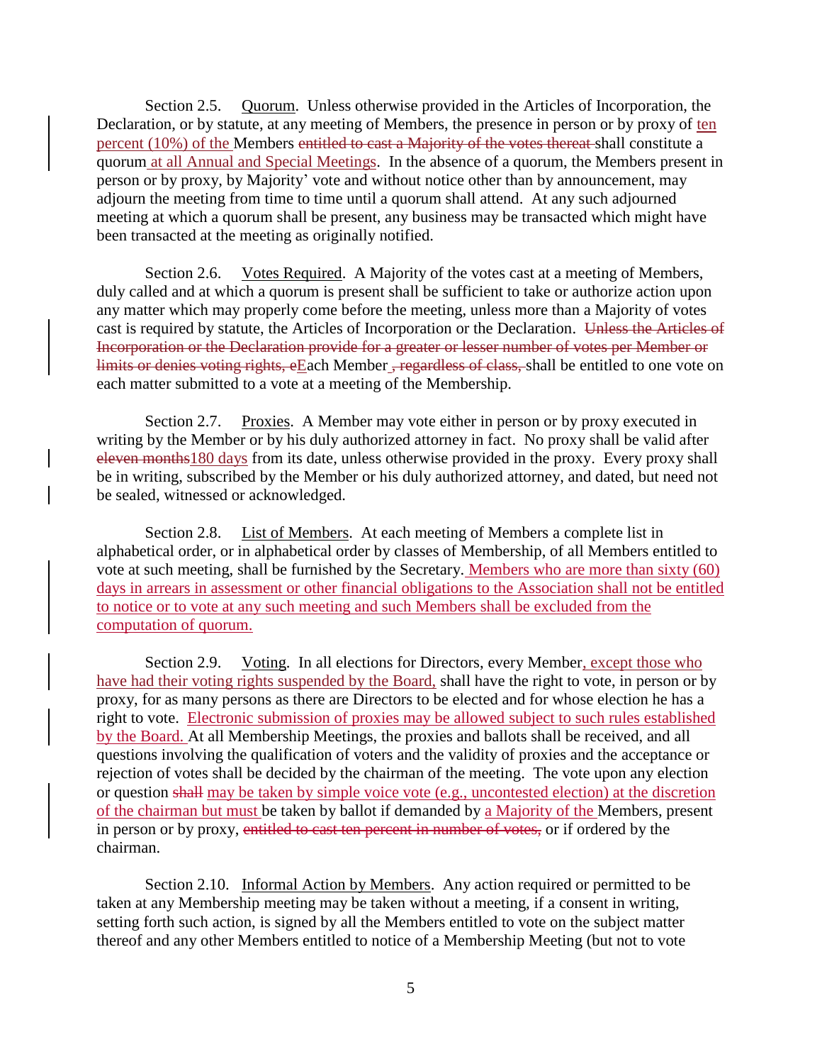Section 2.5. Quorum. Unless otherwise provided in the Articles of Incorporation, the Declaration, or by statute, at any meeting of Members, the presence in person or by proxy of ten percent (10%) of the Members ~~entitled to cast a Majority of the votes thereat~~ shall constitute a quorum at all Annual and Special Meetings. In the absence of a quorum, the Members present in person or by proxy, by Majority' vote and without notice other than by announcement, may adjourn the meeting from time to time until a quorum shall attend. At any such adjourned meeting at which a quorum shall be present, any business may be transacted which might have been transacted at the meeting as originally notified.

Section 2.6. Votes Required. A Majority of the votes cast at a meeting of Members, duly called and at which a quorum is present shall be sufficient to take or authorize action upon any matter which may properly come before the meeting, unless more than a Majority of votes cast is required by statute, the Articles of Incorporation or the Declaration. ~~Unless the Articles of Incorporation or the Declaration provide for a greater or lesser number of votes per Member or limits or denies voting rights, e~~Each Member ~~, regardless of class,~~ shall be entitled to one vote on each matter submitted to a vote at a meeting of the Membership.

Section 2.7. Proxies. A Member may vote either in person or by proxy executed in writing by the Member or by his duly authorized attorney in fact. No proxy shall be valid after ~~eleven months~~180 days from its date, unless otherwise provided in the proxy. Every proxy shall be in writing, subscribed by the Member or his duly authorized attorney, and dated, but need not be sealed, witnessed or acknowledged.

Section 2.8. List of Members. At each meeting of Members a complete list in alphabetical order, or in alphabetical order by classes of Membership, of all Members entitled to vote at such meeting, shall be furnished by the Secretary. Members who are more than sixty (60) days in arrears in assessment or other financial obligations to the Association shall not be entitled to notice or to vote at any such meeting and such Members shall be excluded from the computation of quorum.

Section 2.9. Voting. In all elections for Directors, every Member, except those who have had their voting rights suspended by the Board, shall have the right to vote, in person or by proxy, for as many persons as there are Directors to be elected and for whose election he has a right to vote. Electronic submission of proxies may be allowed subject to such rules established by the Board. At all Membership Meetings, the proxies and ballots shall be received, and all questions involving the qualification of voters and the validity of proxies and the acceptance or rejection of votes shall be decided by the chairman of the meeting. The vote upon any election or question ~~shall~~ may be taken by simple voice vote (e.g., uncontested election) at the discretion of the chairman but must be taken by ballot if demanded by a Majority of the Members, present in person or by proxy, ~~entitled to cast ten percent in number of votes,~~ or if ordered by the chairman.

Section 2.10. Informal Action by Members. Any action required or permitted to be taken at any Membership meeting may be taken without a meeting, if a consent in writing, setting forth such action, is signed by all the Members entitled to vote on the subject matter thereof and any other Members entitled to notice of a Membership Meeting (but not to vote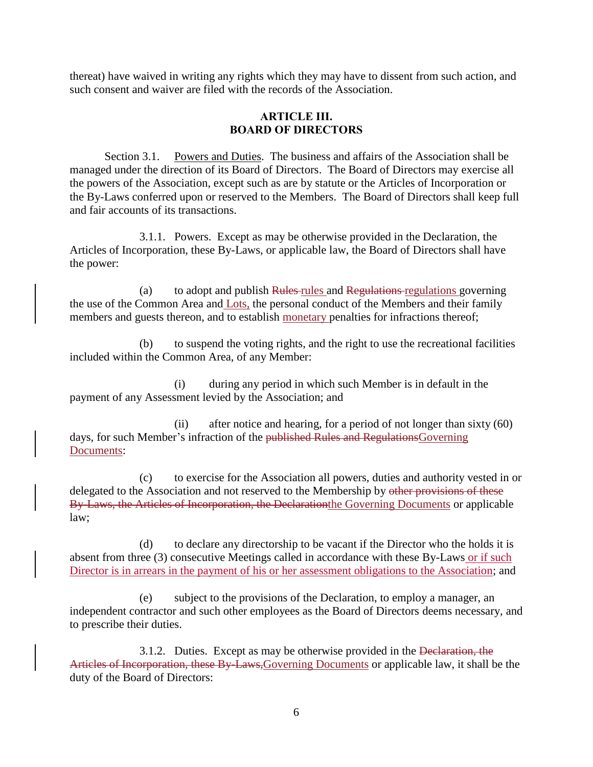thereat) have waived in writing any rights which they may have to dissent from such action, and such consent and waiver are filed with the records of the Association.

## ARTICLE III.
## BOARD OF DIRECTORS

Section 3.1. Powers and Duties. The business and affairs of the Association shall be managed under the direction of its Board of Directors. The Board of Directors may exercise all the powers of the Association, except such as are by statute or the Articles of Incorporation or the By-Laws conferred upon or reserved to the Members. The Board of Directors shall keep full and fair accounts of its transactions.

3.1.1. Powers. Except as may be otherwise provided in the Declaration, the Articles of Incorporation, these By-Laws, or applicable law, the Board of Directors shall have the power:

(a) to adopt and publish ~~Rules~~ rules and ~~Regulations~~ regulations governing the use of the Common Area and Lots, the personal conduct of the Members and their family members and guests thereon, and to establish monetary penalties for infractions thereof;

(b) to suspend the voting rights, and the right to use the recreational facilities included within the Common Area, of any Member:

(i) during any period in which such Member is in default in the payment of any Assessment levied by the Association; and

(ii) after notice and hearing, for a period of not longer than sixty (60) days, for such Member's infraction of the ~~published Rules and Regulations~~Governing Documents:

(c) to exercise for the Association all powers, duties and authority vested in or delegated to the Association and not reserved to the Membership by ~~other provisions of these By-Laws, the Articles of Incorporation, the Declaration~~the Governing Documents or applicable law;

(d) to declare any directorship to be vacant if the Director who the holds it is absent from three (3) consecutive Meetings called in accordance with these By-Laws or if such Director is in arrears in the payment of his or her assessment obligations to the Association; and

(e) subject to the provisions of the Declaration, to employ a manager, an independent contractor and such other employees as the Board of Directors deems necessary, and to prescribe their duties.

3.1.2. Duties. Except as may be otherwise provided in the ~~Declaration, the Articles of Incorporation, these By-Laws,~~Governing Documents or applicable law, it shall be the duty of the Board of Directors: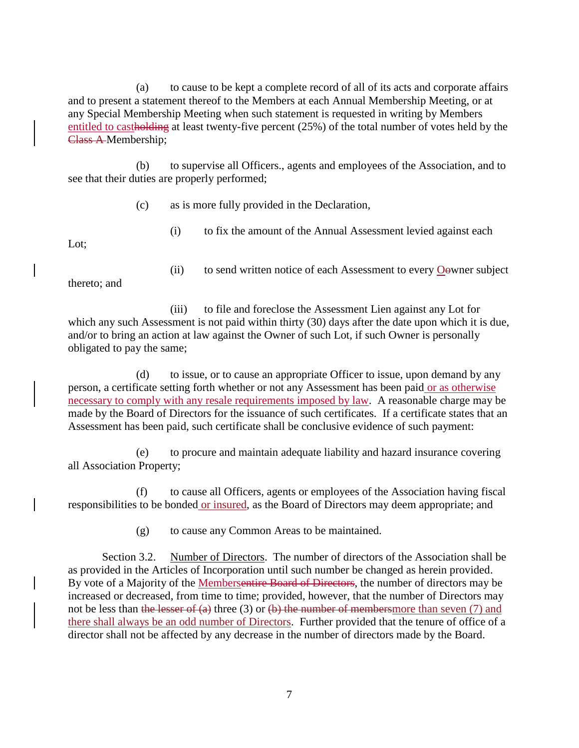(a) to cause to be kept a complete record of all of its acts and corporate affairs and to present a statement thereof to the Members at each Annual Membership Meeting, or at any Special Membership Meeting when such statement is requested in writing by Members <u>entitled to cast</u>~~holding~~ at least twenty-five percent (25%) of the total number of votes held by the ~~Class A~~ Membership;

(b) to supervise all Officers., agents and employees of the Association, and to see that their duties are properly performed;

(c) as is more fully provided in the Declaration,

(i) to fix the amount of the Annual Assessment levied against each Lot;

(ii) to send written notice of each Assessment to every <u>O</u>~~o~~wner subject thereto; and

(iii) to file and foreclose the Assessment Lien against any Lot for which any such Assessment is not paid within thirty (30) days after the date upon which it is due, and/or to bring an action at law against the Owner of such Lot, if such Owner is personally obligated to pay the same;

(d) to issue, or to cause an appropriate Officer to issue, upon demand by any person, a certificate setting forth whether or not any Assessment has been paid<u> or as otherwise necessary to comply with any resale requirements imposed by law</u>. A reasonable charge may be made by the Board of Directors for the issuance of such certificates. If a certificate states that an Assessment has been paid, such certificate shall be conclusive evidence of such payment:

(e) to procure and maintain adequate liability and hazard insurance covering all Association Property;

(f) to cause all Officers, agents or employees of the Association having fiscal responsibilities to be bonded<u> or insured</u>, as the Board of Directors may deem appropriate; and

(g) to cause any Common Areas to be maintained.

Section 3.2. <u>Number of Directors</u>. The number of directors of the Association shall be as provided in the Articles of Incorporation until such number be changed as herein provided. By vote of a Majority of the <u>Members</u>~~entire Board of Directors~~, the number of directors may be increased or decreased, from time to time; provided, however, that the number of Directors may not be less than ~~the lesser of (a)~~ three (3) or ~~(b) the number of members~~<u>more than seven (7) and there shall always be an odd number of Directors</u>. Further provided that the tenure of office of a director shall not be affected by any decrease in the number of directors made by the Board.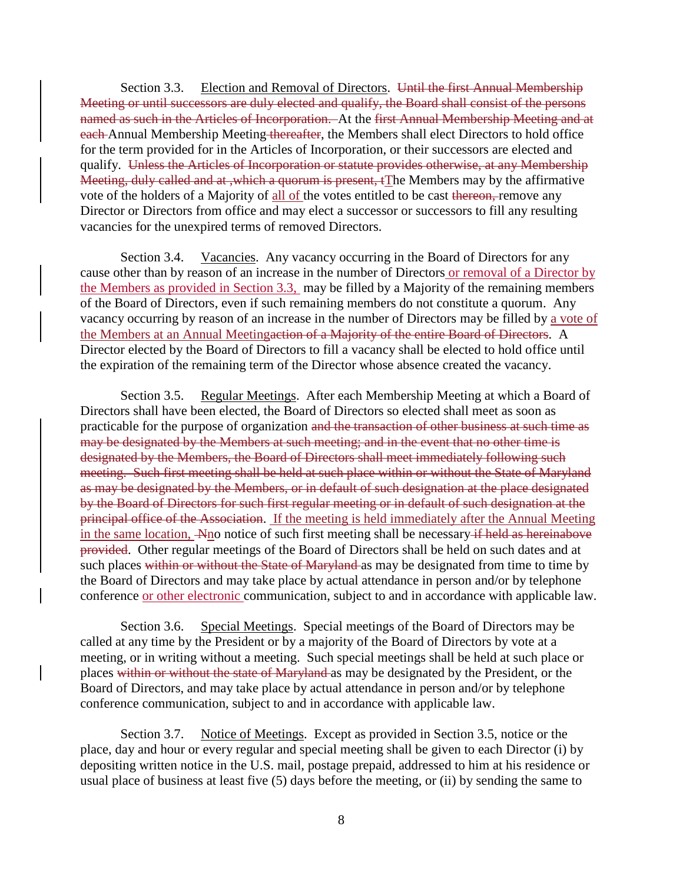Section 3.3. Election and Removal of Directors. ~~Until the first Annual Membership Meeting or until successors are duly elected and qualify, the Board shall consist of the persons named as such in the Articles of Incorporation.~~ At the ~~first Annual Membership Meeting and at each~~ Annual Membership Meeting ~~thereafter~~, the Members shall elect Directors to hold office for the term provided for in the Articles of Incorporation, or their successors are elected and qualify. ~~Unless the Articles of Incorporation or statute provides otherwise, at any Membership Meeting, duly called and at ,which a quorum is present, t~~The Members may by the affirmative vote of the holders of a Majority of all of the votes entitled to be cast ~~thereon,~~ remove any Director or Directors from office and may elect a successor or successors to fill any resulting vacancies for the unexpired terms of removed Directors.

Section 3.4. Vacancies. Any vacancy occurring in the Board of Directors for any cause other than by reason of an increase in the number of Directors or removal of a Director by the Members as provided in Section 3.3, may be filled by a Majority of the remaining members of the Board of Directors, even if such remaining members do not constitute a quorum. Any vacancy occurring by reason of an increase in the number of Directors may be filled by a vote of the Members at an Annual Meeting~~action of a Majority of the entire Board of Directors~~. A Director elected by the Board of Directors to fill a vacancy shall be elected to hold office until the expiration of the remaining term of the Director whose absence created the vacancy.

Section 3.5. Regular Meetings. After each Membership Meeting at which a Board of Directors shall have been elected, the Board of Directors so elected shall meet as soon as practicable for the purpose of organization ~~and the transaction of other business at such time as may be designated by the Members at such meeting; and in the event that no other time is designated by the Members, the Board of Directors shall meet immediately following such meeting. Such first meeting shall be held at such place within or without the State of Maryland as may be designated by the Members, or in default of such designation at the place designated by the Board of Directors for such first regular meeting or in default of such designation at the principal office of the Association~~. If the meeting is held immediately after the Annual Meeting in the same location, ~~N~~no notice of such first meeting shall be necessary ~~if held as hereinabove provided~~. Other regular meetings of the Board of Directors shall be held on such dates and at such places ~~within or without the State of Maryland~~ as may be designated from time to time by the Board of Directors and may take place by actual attendance in person and/or by telephone conference or other electronic communication, subject to and in accordance with applicable law.

Section 3.6. Special Meetings. Special meetings of the Board of Directors may be called at any time by the President or by a majority of the Board of Directors by vote at a meeting, or in writing without a meeting. Such special meetings shall be held at such place or places ~~within or without the state of Maryland~~ as may be designated by the President, or the Board of Directors, and may take place by actual attendance in person and/or by telephone conference communication, subject to and in accordance with applicable law.

Section 3.7. Notice of Meetings. Except as provided in Section 3.5, notice or the place, day and hour or every regular and special meeting shall be given to each Director (i) by depositing written notice in the U.S. mail, postage prepaid, addressed to him at his residence or usual place of business at least five (5) days before the meeting, or (ii) by sending the same to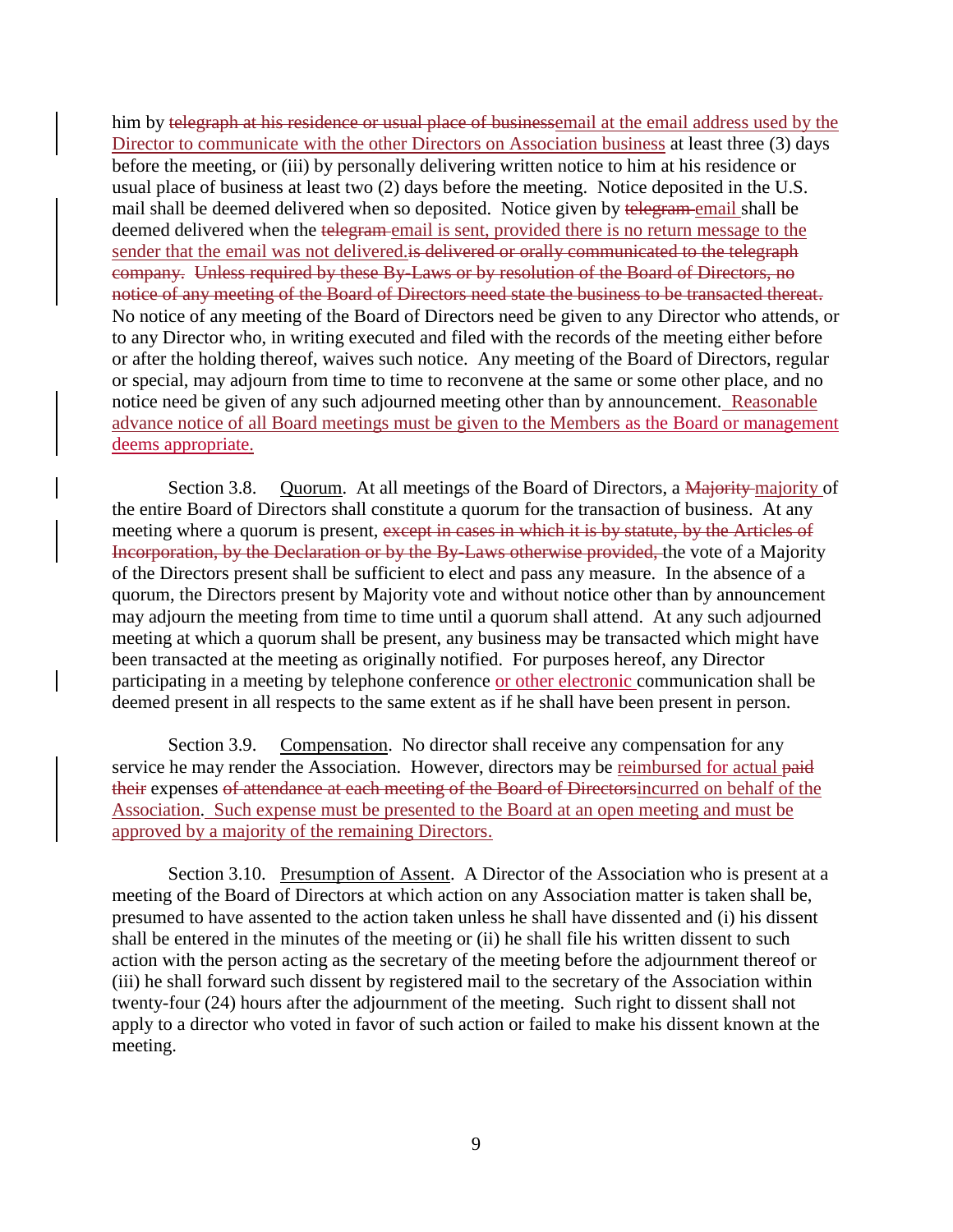him by ~~telegraph at his residence or usual place of business~~<u>email at the email address used by the Director to communicate with the other Directors on Association business</u> at least three (3) days before the meeting, or (iii) by personally delivering written notice to him at his residence or usual place of business at least two (2) days before the meeting. Notice deposited in the U.S. mail shall be deemed delivered when so deposited. Notice given by ~~telegram~~ <u>email</u> shall be deemed delivered when the ~~telegram~~ <u>email is sent, provided there is no return message to the sender that the email was not delivered.</u>~~is delivered or orally communicated to the telegraph company. Unless required by these By-Laws or by resolution of the Board of Directors, no notice of any meeting of the Board of Directors need state the business to be transacted thereat.~~ No notice of any meeting of the Board of Directors need be given to any Director who attends, or to any Director who, in writing executed and filed with the records of the meeting either before or after the holding thereof, waives such notice. Any meeting of the Board of Directors, regular or special, may adjourn from time to time to reconvene at the same or some other place, and no notice need be given of any such adjourned meeting other than by announcement. <u>Reasonable advance notice of all Board meetings must be given to the Members as the Board or management deems appropriate.</u>

Section 3.8. <u>Quorum</u>. At all meetings of the Board of Directors, a ~~Majority~~ <u>majority</u> of the entire Board of Directors shall constitute a quorum for the transaction of business. At any meeting where a quorum is present, ~~except in cases in which it is by statute, by the Articles of Incorporation, by the Declaration or by the By-Laws otherwise provided,~~ the vote of a Majority of the Directors present shall be sufficient to elect and pass any measure. In the absence of a quorum, the Directors present by Majority vote and without notice other than by announcement may adjourn the meeting from time to time until a quorum shall attend. At any such adjourned meeting at which a quorum shall be present, any business may be transacted which might have been transacted at the meeting as originally notified. For purposes hereof, any Director participating in a meeting by telephone conference <u>or other electronic</u> communication shall be deemed present in all respects to the same extent as if he shall have been present in person.

Section 3.9. <u>Compensation</u>. No director shall receive any compensation for any service he may render the Association. However, directors may be <u>reimbursed for actual</u> ~~paid their~~ expenses ~~of attendance at each meeting of the Board of Directors~~<u>incurred on behalf of the Association</u>. <u>Such expense must be presented to the Board at an open meeting and must be approved by a majority of the remaining Directors.</u>

Section 3.10. <u>Presumption of Assent</u>. A Director of the Association who is present at a meeting of the Board of Directors at which action on any Association matter is taken shall be, presumed to have assented to the action taken unless he shall have dissented and (i) his dissent shall be entered in the minutes of the meeting or (ii) he shall file his written dissent to such action with the person acting as the secretary of the meeting before the adjournment thereof or (iii) he shall forward such dissent by registered mail to the secretary of the Association within twenty-four (24) hours after the adjournment of the meeting. Such right to dissent shall not apply to a director who voted in favor of such action or failed to make his dissent known at the meeting.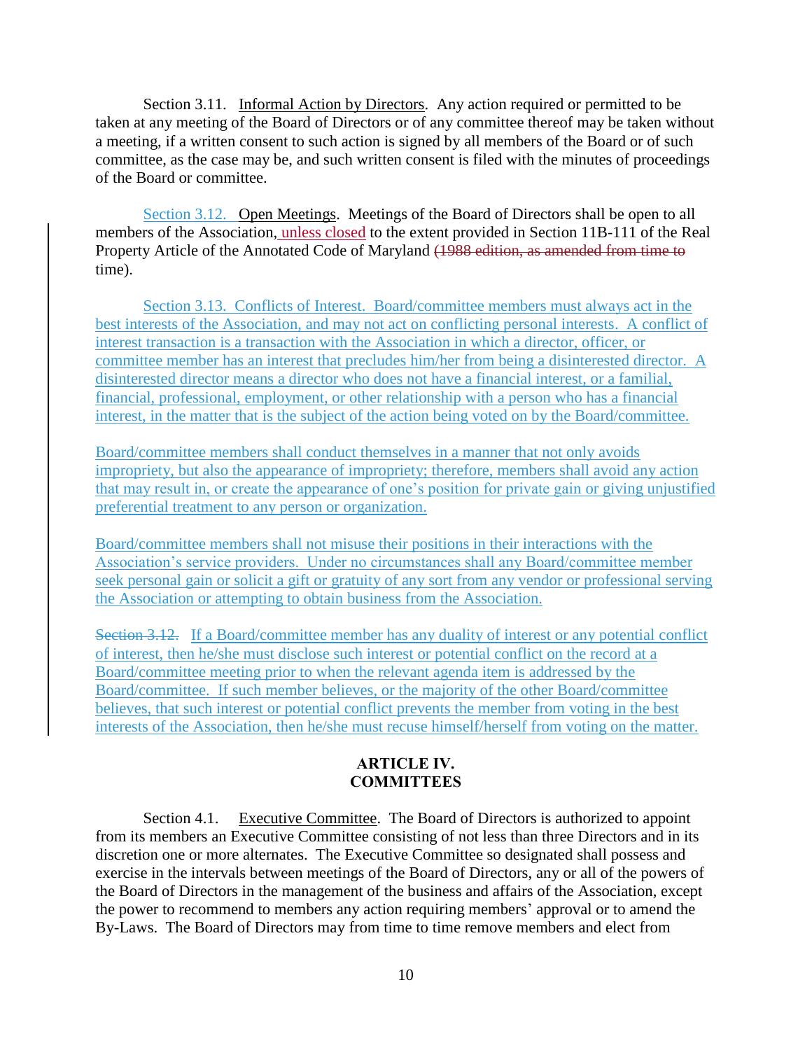Section 3.11. Informal Action by Directors. Any action required or permitted to be taken at any meeting of the Board of Directors or of any committee thereof may be taken without a meeting, if a written consent to such action is signed by all members of the Board or of such committee, as the case may be, and such written consent is filed with the minutes of proceedings of the Board or committee.

Section 3.12. Open Meetings. Meetings of the Board of Directors shall be open to all members of the Association, unless closed to the extent provided in Section 11B-111 of the Real Property Article of the Annotated Code of Maryland ~~(1988 edition, as amended from time to~~ time).

Section 3.13. Conflicts of Interest. Board/committee members must always act in the best interests of the Association, and may not act on conflicting personal interests. A conflict of interest transaction is a transaction with the Association in which a director, officer, or committee member has an interest that precludes him/her from being a disinterested director. A disinterested director means a director who does not have a financial interest, or a familial, financial, professional, employment, or other relationship with a person who has a financial interest, in the matter that is the subject of the action being voted on by the Board/committee.

Board/committee members shall conduct themselves in a manner that not only avoids impropriety, but also the appearance of impropriety; therefore, members shall avoid any action that may result in, or create the appearance of one's position for private gain or giving unjustified preferential treatment to any person or organization.

Board/committee members shall not misuse their positions in their interactions with the Association's service providers. Under no circumstances shall any Board/committee member seek personal gain or solicit a gift or gratuity of any sort from any vendor or professional serving the Association or attempting to obtain business from the Association.

~~Section 3.12.~~ If a Board/committee member has any duality of interest or any potential conflict of interest, then he/she must disclose such interest or potential conflict on the record at a Board/committee meeting prior to when the relevant agenda item is addressed by the Board/committee. If such member believes, or the majority of the other Board/committee believes, that such interest or potential conflict prevents the member from voting in the best interests of the Association, then he/she must recuse himself/herself from voting on the matter.

## ARTICLE IV.
## COMMITTEES

Section 4.1. Executive Committee. The Board of Directors is authorized to appoint from its members an Executive Committee consisting of not less than three Directors and in its discretion one or more alternates. The Executive Committee so designated shall possess and exercise in the intervals between meetings of the Board of Directors, any or all of the powers of the Board of Directors in the management of the business and affairs of the Association, except the power to recommend to members any action requiring members' approval or to amend the By-Laws. The Board of Directors may from time to time remove members and elect from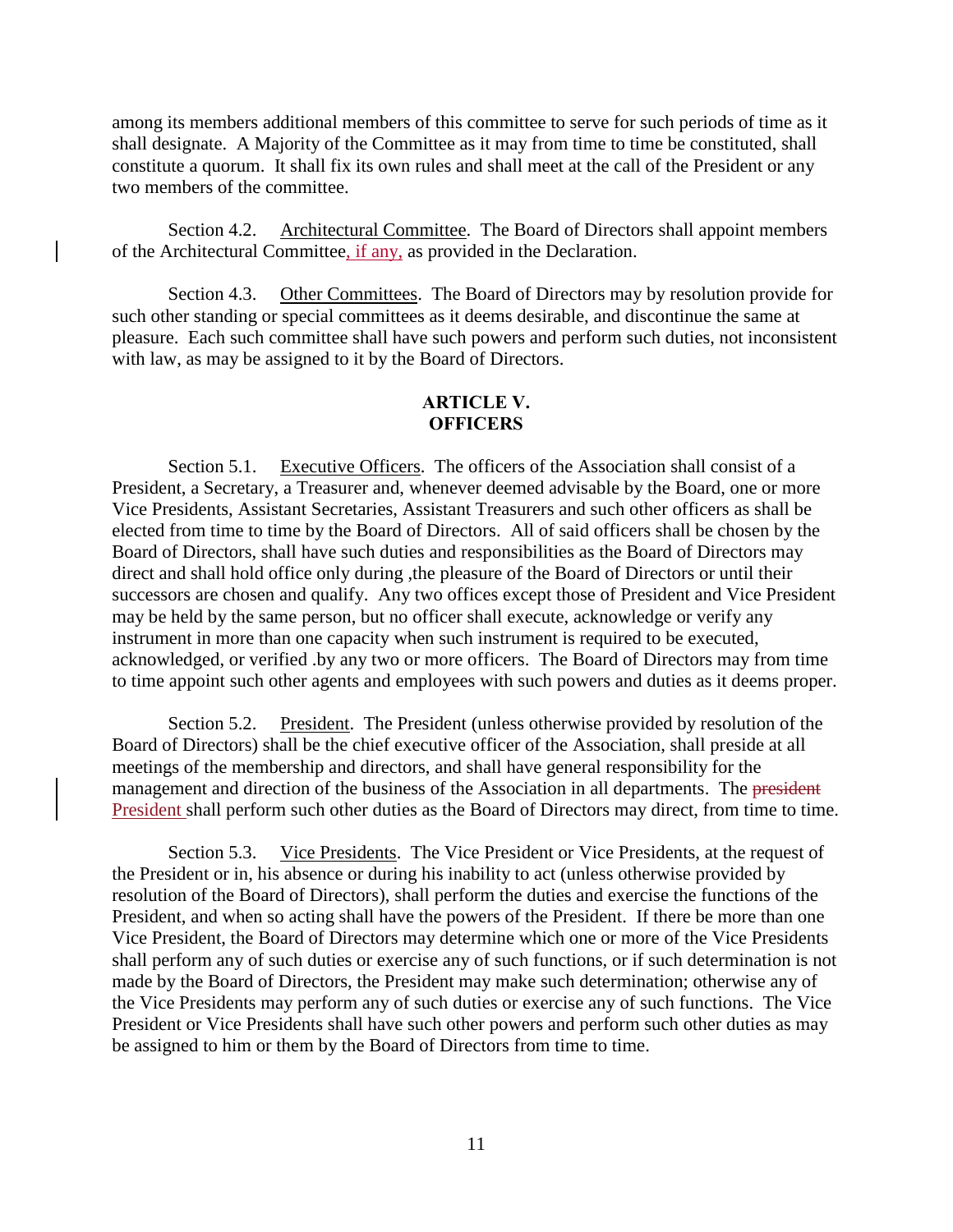among its members additional members of this committee to serve for such periods of time as it shall designate. A Majority of the Committee as it may from time to time be constituted, shall constitute a quorum. It shall fix its own rules and shall meet at the call of the President or any two members of the committee.

Section 4.2. Architectural Committee. The Board of Directors shall appoint members of the Architectural Committee, if any, as provided in the Declaration.

Section 4.3. Other Committees. The Board of Directors may by resolution provide for such other standing or special committees as it deems desirable, and discontinue the same at pleasure. Each such committee shall have such powers and perform such duties, not inconsistent with law, as may be assigned to it by the Board of Directors.

## ARTICLE V. OFFICERS

Section 5.1. Executive Officers. The officers of the Association shall consist of a President, a Secretary, a Treasurer and, whenever deemed advisable by the Board, one or more Vice Presidents, Assistant Secretaries, Assistant Treasurers and such other officers as shall be elected from time to time by the Board of Directors. All of said officers shall be chosen by the Board of Directors, shall have such duties and responsibilities as the Board of Directors may direct and shall hold office only during ,the pleasure of the Board of Directors or until their successors are chosen and qualify. Any two offices except those of President and Vice President may be held by the same person, but no officer shall execute, acknowledge or verify any instrument in more than one capacity when such instrument is required to be executed, acknowledged, or verified .by any two or more officers. The Board of Directors may from time to time appoint such other agents and employees with such powers and duties as it deems proper.

Section 5.2. President. The President (unless otherwise provided by resolution of the Board of Directors) shall be the chief executive officer of the Association, shall preside at all meetings of the membership and directors, and shall have general responsibility for the management and direction of the business of the Association in all departments. The ~~president~~ President shall perform such other duties as the Board of Directors may direct, from time to time.

Section 5.3. Vice Presidents. The Vice President or Vice Presidents, at the request of the President or in, his absence or during his inability to act (unless otherwise provided by resolution of the Board of Directors), shall perform the duties and exercise the functions of the President, and when so acting shall have the powers of the President. If there be more than one Vice President, the Board of Directors may determine which one or more of the Vice Presidents shall perform any of such duties or exercise any of such functions, or if such determination is not made by the Board of Directors, the President may make such determination; otherwise any of the Vice Presidents may perform any of such duties or exercise any of such functions. The Vice President or Vice Presidents shall have such other powers and perform such other duties as may be assigned to him or them by the Board of Directors from time to time.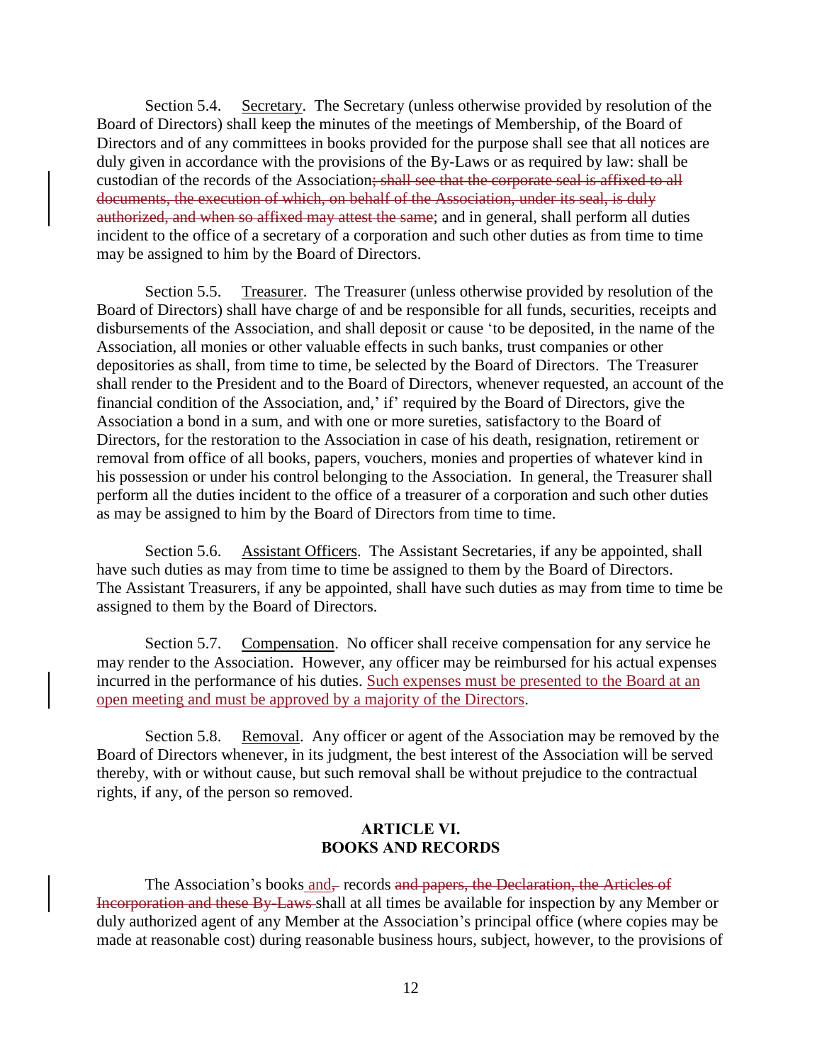Section 5.4. Secretary. The Secretary (unless otherwise provided by resolution of the Board of Directors) shall keep the minutes of the meetings of Membership, of the Board of Directors and of any committees in books provided for the purpose shall see that all notices are duly given in accordance with the provisions of the By-Laws or as required by law: shall be custodian of the records of the Association~~; shall see that the corporate seal is affixed to all documents, the execution of which, on behalf of the Association, under its seal, is duly authorized, and when so affixed may attest the same~~; and in general, shall perform all duties incident to the office of a secretary of a corporation and such other duties as from time to time may be assigned to him by the Board of Directors.

Section 5.5. Treasurer. The Treasurer (unless otherwise provided by resolution of the Board of Directors) shall have charge of and be responsible for all funds, securities, receipts and disbursements of the Association, and shall deposit or cause 'to be deposited, in the name of the Association, all monies or other valuable effects in such banks, trust companies or other depositories as shall, from time to time, be selected by the Board of Directors. The Treasurer shall render to the President and to the Board of Directors, whenever requested, an account of the financial condition of the Association, and,' if' required by the Board of Directors, give the Association a bond in a sum, and with one or more sureties, satisfactory to the Board of Directors, for the restoration to the Association in case of his death, resignation, retirement or removal from office of all books, papers, vouchers, monies and properties of whatever kind in his possession or under his control belonging to the Association. In general, the Treasurer shall perform all the duties incident to the office of a treasurer of a corporation and such other duties as may be assigned to him by the Board of Directors from time to time.

Section 5.6. Assistant Officers. The Assistant Secretaries, if any be appointed, shall have such duties as may from time to time be assigned to them by the Board of Directors. The Assistant Treasurers, if any be appointed, shall have such duties as may from time to time be assigned to them by the Board of Directors.

Section 5.7. Compensation. No officer shall receive compensation for any service he may render to the Association. However, any officer may be reimbursed for his actual expenses incurred in the performance of his duties. Such expenses must be presented to the Board at an open meeting and must be approved by a majority of the Directors.

Section 5.8. Removal. Any officer or agent of the Association may be removed by the Board of Directors whenever, in its judgment, the best interest of the Association will be served thereby, with or without cause, but such removal shall be without prejudice to the contractual rights, if any, of the person so removed.

## ARTICLE VI.
## BOOKS AND RECORDS

The Association's books and~~,~~ records ~~and papers, the Declaration, the Articles of Incorporation and these By-Laws~~ shall at all times be available for inspection by any Member or duly authorized agent of any Member at the Association's principal office (where copies may be made at reasonable cost) during reasonable business hours, subject, however, to the provisions of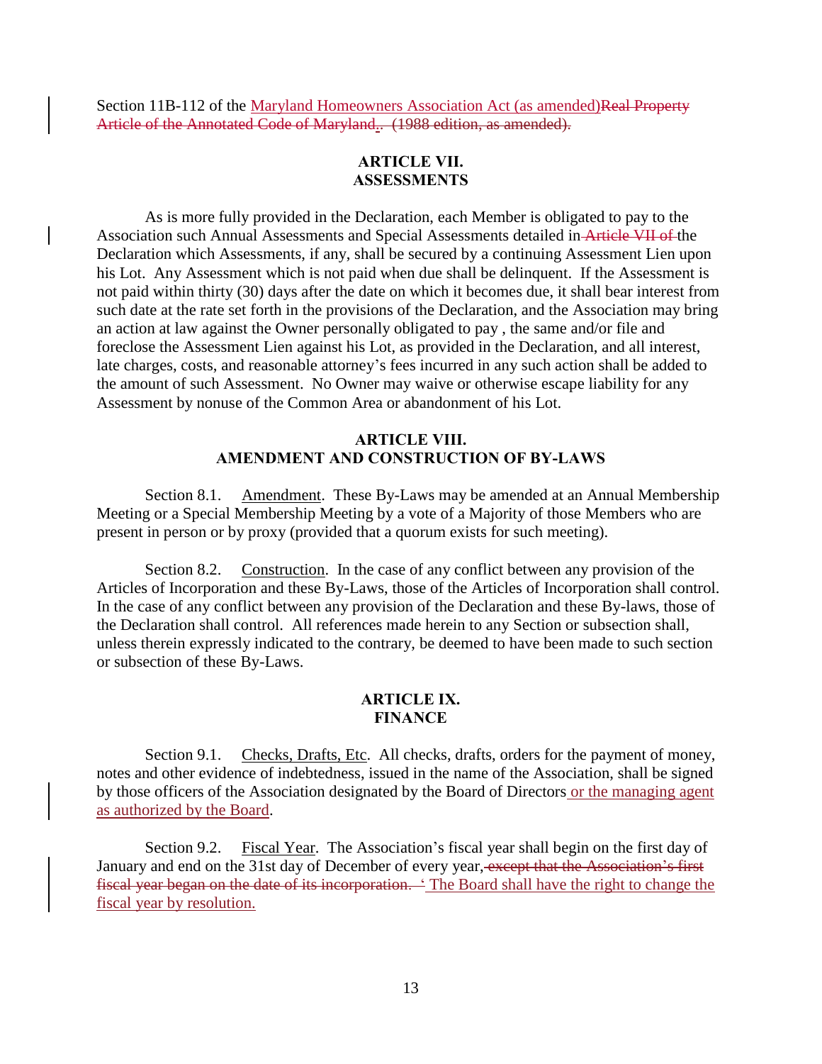Section 11B-112 of the Maryland Homeowners Association Act (as amended)~~Real Property Article of the Annotated Code of Maryland~~.. ~~(1988 edition, as amended).~~

## ARTICLE VII.
## ASSESSMENTS

As is more fully provided in the Declaration, each Member is obligated to pay to the Association such Annual Assessments and Special Assessments detailed in ~~Article VII of~~ the Declaration which Assessments, if any, shall be secured by a continuing Assessment Lien upon his Lot. Any Assessment which is not paid when due shall be delinquent. If the Assessment is not paid within thirty (30) days after the date on which it becomes due, it shall bear interest from such date at the rate set forth in the provisions of the Declaration, and the Association may bring an action at law against the Owner personally obligated to pay , the same and/or file and foreclose the Assessment Lien against his Lot, as provided in the Declaration, and all interest, late charges, costs, and reasonable attorney's fees incurred in any such action shall be added to the amount of such Assessment. No Owner may waive or otherwise escape liability for any Assessment by nonuse of the Common Area or abandonment of his Lot.

## ARTICLE VIII.
## AMENDMENT AND CONSTRUCTION OF BY-LAWS

Section 8.1. Amendment. These By-Laws may be amended at an Annual Membership Meeting or a Special Membership Meeting by a vote of a Majority of those Members who are present in person or by proxy (provided that a quorum exists for such meeting).

Section 8.2. Construction. In the case of any conflict between any provision of the Articles of Incorporation and these By-Laws, those of the Articles of Incorporation shall control. In the case of any conflict between any provision of the Declaration and these By-laws, those of the Declaration shall control. All references made herein to any Section or subsection shall, unless therein expressly indicated to the contrary, be deemed to have been made to such section or subsection of these By-Laws.

## ARTICLE IX.
## FINANCE

Section 9.1. Checks, Drafts, Etc. All checks, drafts, orders for the payment of money, notes and other evidence of indebtedness, issued in the name of the Association, shall be signed by those officers of the Association designated by the Board of Directors or the managing agent as authorized by the Board.

Section 9.2. Fiscal Year. The Association's fiscal year shall begin on the first day of January and end on the 31st day of December of every year, ~~except that the Association's first fiscal year began on the date of its incorporation. '~~ The Board shall have the right to change the fiscal year by resolution.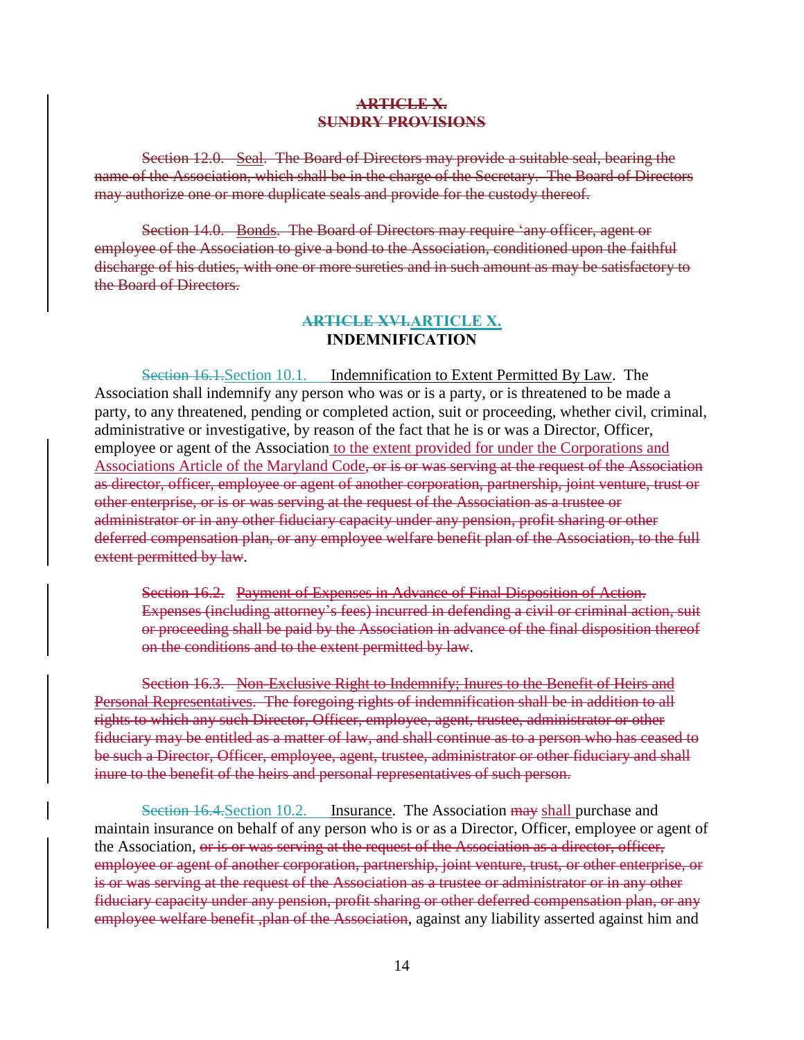**~~ARTICLE X.~~**
**~~SUNDRY PROVISIONS~~**

~~Section 12.0. Seal. The Board of Directors may provide a suitable seal, bearing the name of the Association, which shall be in the charge of the Secretary. The Board of Directors may authorize one or more duplicate seals and provide for the custody thereof.~~

~~Section 14.0. Bonds. The Board of Directors may require 'any officer, agent or employee of the Association to give a bond to the Association, conditioned upon the faithful discharge of his duties, with one or more sureties and in such amount as may be satisfactory to the Board of Directors.~~

**~~ARTICLE XVI.~~ARTICLE X.**
**INDEMNIFICATION**

~~Section 16.1.~~Section 10.1. Indemnification to Extent Permitted By Law. The Association shall indemnify any person who was or is a party, or is threatened to be made a party, to any threatened, pending or completed action, suit or proceeding, whether civil, criminal, administrative or investigative, by reason of the fact that he is or was a Director, Officer, employee or agent of the Association to the extent provided for under the Corporations and Associations Article of the Maryland Code~~, or is or was serving at the request of the Association as director, officer, employee or agent of another corporation, partnership, joint venture, trust or other enterprise, or is or was serving at the request of the Association as a trustee or administrator or in any other fiduciary capacity under any pension, profit sharing or other deferred compensation plan, or any employee welfare benefit plan of the Association, to the full extent permitted by law~~.

~~Section 16.2. Payment of Expenses in Advance of Final Disposition of Action. Expenses (including attorney's fees) incurred in defending a civil or criminal action, suit or proceeding shall be paid by the Association in advance of the final disposition thereof on the conditions and to the extent permitted by law~~.

~~Section 16.3. Non-Exclusive Right to Indemnify; Inures to the Benefit of Heirs and Personal Representatives. The foregoing rights of indemnification shall be in addition to all rights to which any such Director, Officer, employee, agent, trustee, administrator or other fiduciary may be entitled as a matter of law, and shall continue as to a person who has ceased to be such a Director, Officer, employee, agent, trustee, administrator or other fiduciary and shall inure to the benefit of the heirs and personal representatives of such person.~~

~~Section 16.4.~~Section 10.2. Insurance. The Association ~~may~~ shall purchase and maintain insurance on behalf of any person who is or as a Director, Officer, employee or agent of the Association, ~~or is or was serving at the request of the Association as a director, officer, employee or agent of another corporation, partnership, joint venture, trust, or other enterprise, or is or was serving at the request of the Association as a trustee or administrator or in any other fiduciary capacity under any pension, profit sharing or other deferred compensation plan, or any employee welfare benefit ,plan of the Association~~, against any liability asserted against him and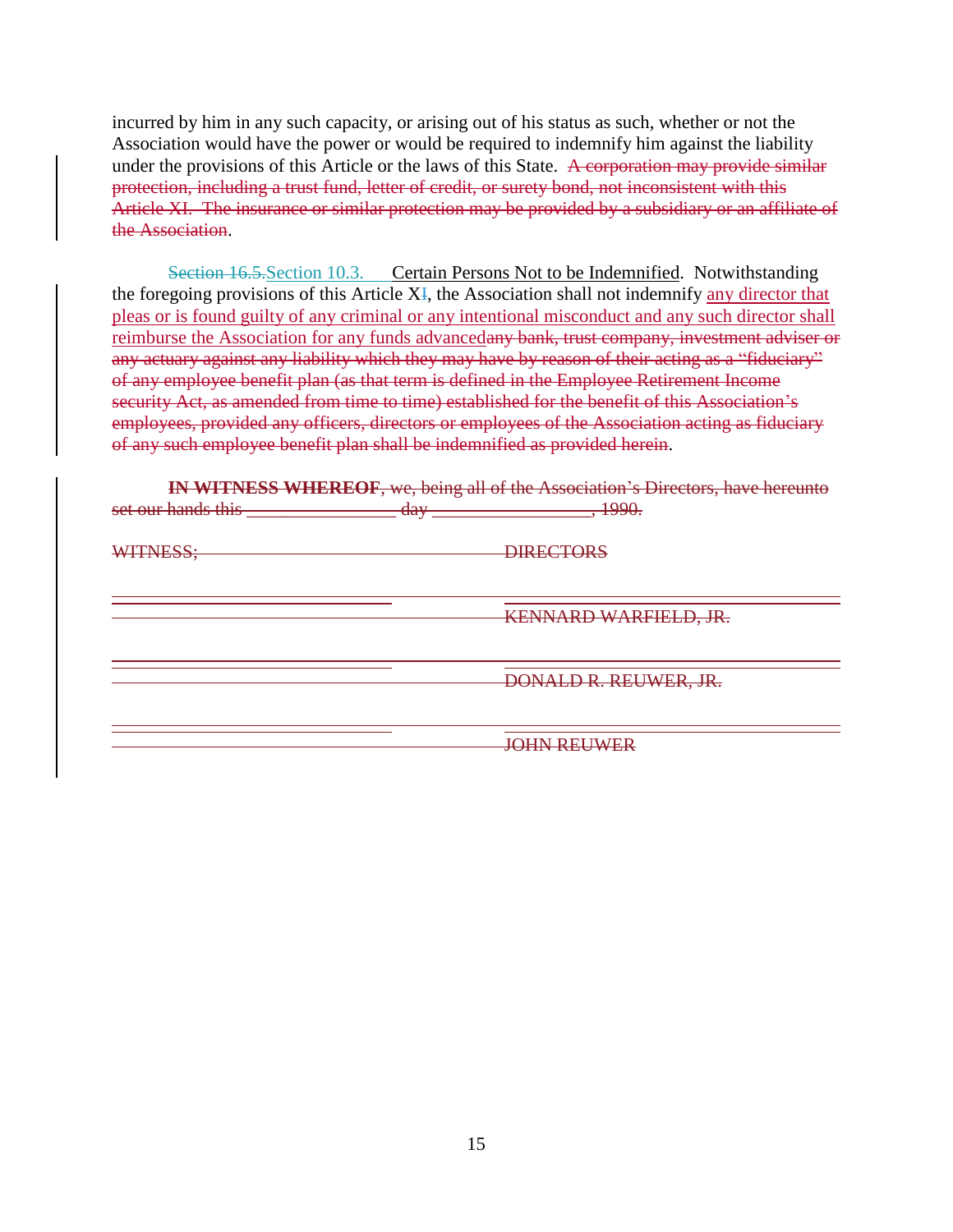incurred by him in any such capacity, or arising out of his status as such, whether or not the Association would have the power or would be required to indemnify him against the liability under the provisions of this Article or the laws of this State. ~~A corporation may provide similar protection, including a trust fund, letter of credit, or surety bond, not inconsistent with this Article XI. The insurance or similar protection may be provided by a subsidiary or an affiliate of the Association~~.

~~Section 16.5.~~Section 10.3. Certain Persons Not to be Indemnified. Notwithstanding the foregoing provisions of this Article X~~I~~, the Association shall not indemnify any director that pleas or is found guilty of any criminal or any intentional misconduct and any such director shall reimburse the Association for any funds advanced~~any bank, trust company, investment adviser or any actuary against any liability which they may have by reason of their acting as a "fiduciary" of any employee benefit plan (as that term is defined in the Employee Retirement Income security Act, as amended from time to time) established for the benefit of this Association's employees, provided any officers, directors or employees of the Association acting as fiduciary of any such employee benefit plan shall be indemnified as provided herein~~.

~~**IN WITNESS WHEREOF**, we, being all of the Association's Directors, have hereunto set our hands this \_\_\_\_\_\_\_\_\_\_\_\_\_\_\_\_ day \_\_\_\_\_\_\_\_\_\_\_\_\_\_\_\_\_, 1990.~~

| ~~WITNESS;~~ | ~~DIRECTORS~~ |
|---|---|
| \_\_\_\_\_\_\_\_\_\_\_\_\_\_\_\_\_\_\_\_ | ~~KENNARD WARFIELD, JR.~~ |
| \_\_\_\_\_\_\_\_\_\_\_\_\_\_\_\_\_\_\_\_ | ~~DONALD R. REUWER, JR.~~ |
| \_\_\_\_\_\_\_\_\_\_\_\_\_\_\_\_\_\_\_\_ | ~~JOHN REUWER~~ |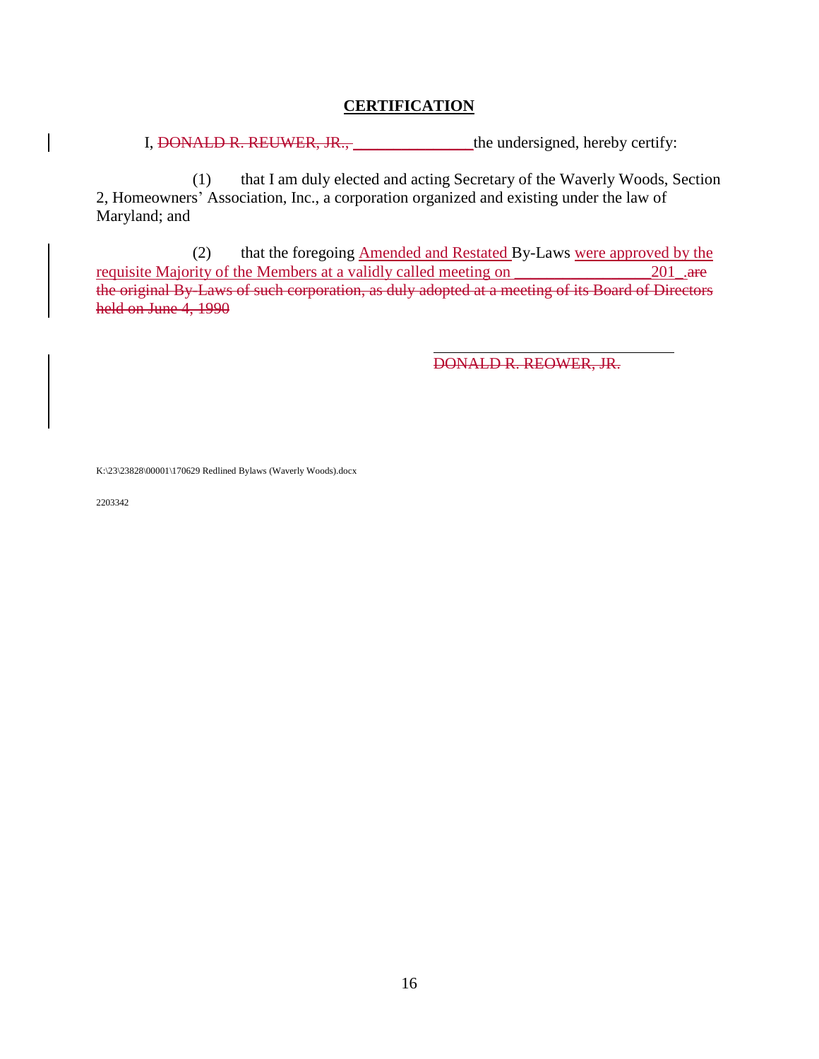## CERTIFICATION

I, ~~DONALD R. REUWER, JR.,~~ _______________the undersigned, hereby certify:

(1) that I am duly elected and acting Secretary of the Waverly Woods, Section 2, Homeowners' Association, Inc., a corporation organized and existing under the law of Maryland; and

(2) that the foregoing <u>Amended and Restated</u> By-Laws <u>were approved by the requisite Majority of the Members at a validly called meeting on ________________ 201_</u>. ~~are the original By-Laws of such corporation, as duly adopted at a meeting of its Board of Directors held on June 4, 1990~~

______________________________

~~DONALD R. REOWER, JR.~~

K:\23\23828\00001\170629 Redlined Bylaws (Waverly Woods).docx

2203342